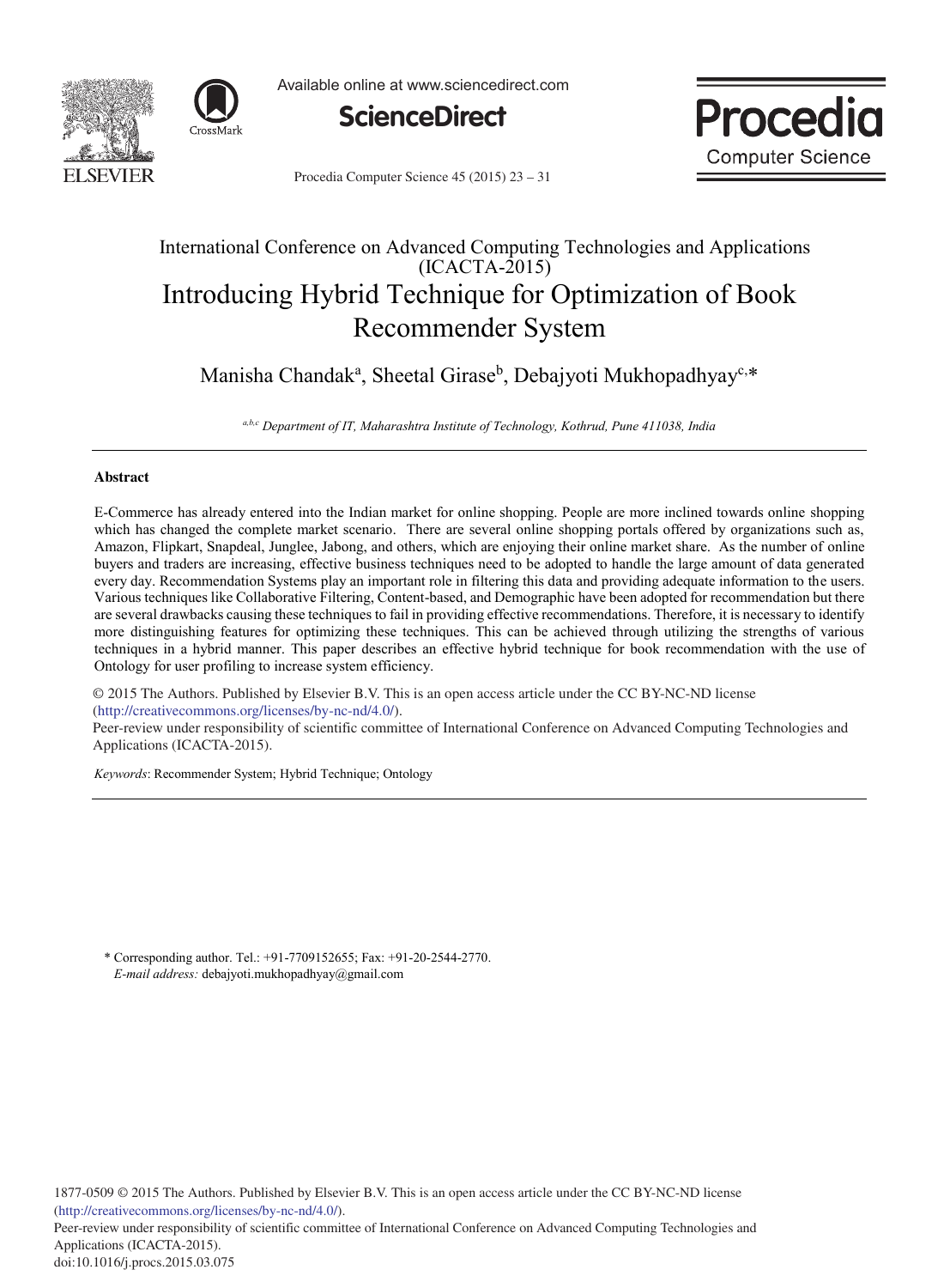Available online at www.sciencedirect.com

ScienceDirect

International Conference on Advanced Computing Technologies and Applications (ICACTA-2015)

# Introducing Hybrid Technique for Optimization of Book Recommender System

Manisha Chandak[a], Sheetal Girase[b], Debajyoti Mukhopadhyay[c,*]

[a,b,c] *Department of IT, Maharashtra Institute of Technology, Kothrud, Pune 411038, India*

## Abstract

E-Commerce has already entered into the Indian market for online shopping. People are more inclined towards online shopping which has changed the complete market scenario. There are several online shopping portals offered by organizations such as, Amazon, Flipkart, Snapdeal, Junglee, Jabong, and others, which are enjoying their online market share. As the number of online buyers and traders are increasing, effective business techniques need to be adopted to handle the large amount of data generated every day. Recommendation Systems play an important role in filtering this data and providing adequate information to the users. Various techniques like Collaborative Filtering, Content-based, and Demographic have been adopted for recommendation but there are several drawbacks causing these techniques to fail in providing effective recommendations. Therefore, it is necessary to identify more distinguishing features for optimizing these techniques. This can be achieved through utilizing the strengths of various techniques in a hybrid manner. This paper describes an effective hybrid technique for book recommendation with the use of Ontology for user profiling to increase system efficiency.

© 2015 The Authors. Published by Elsevier B.V. This is an open access article under the CC BY-NC-ND license (http://creativecommons.org/licenses/by-nc-nd/4.0/).
Peer-review under responsibility of scientific committee of International Conference on Advanced Computing Technologies and Applications (ICACTA-2015).

*Keywords*: Recommender System; Hybrid Technique; Ontology

---

\* Corresponding author. Tel.: +91-7709152655; Fax: +91-20-2544-2770.
*E-mail address:* debajyoti.mukhopadhyay@gmail.com

1877-0509 © 2015 The Authors. Published by Elsevier B.V. This is an open access article under the CC BY-NC-ND license (http://creativecommons.org/licenses/by-nc-nd/4.0/).
Peer-review under responsibility of scientific committee of International Conference on Advanced Computing Technologies and Applications (ICACTA-2015).
doi:10.1016/j.procs.2015.03.075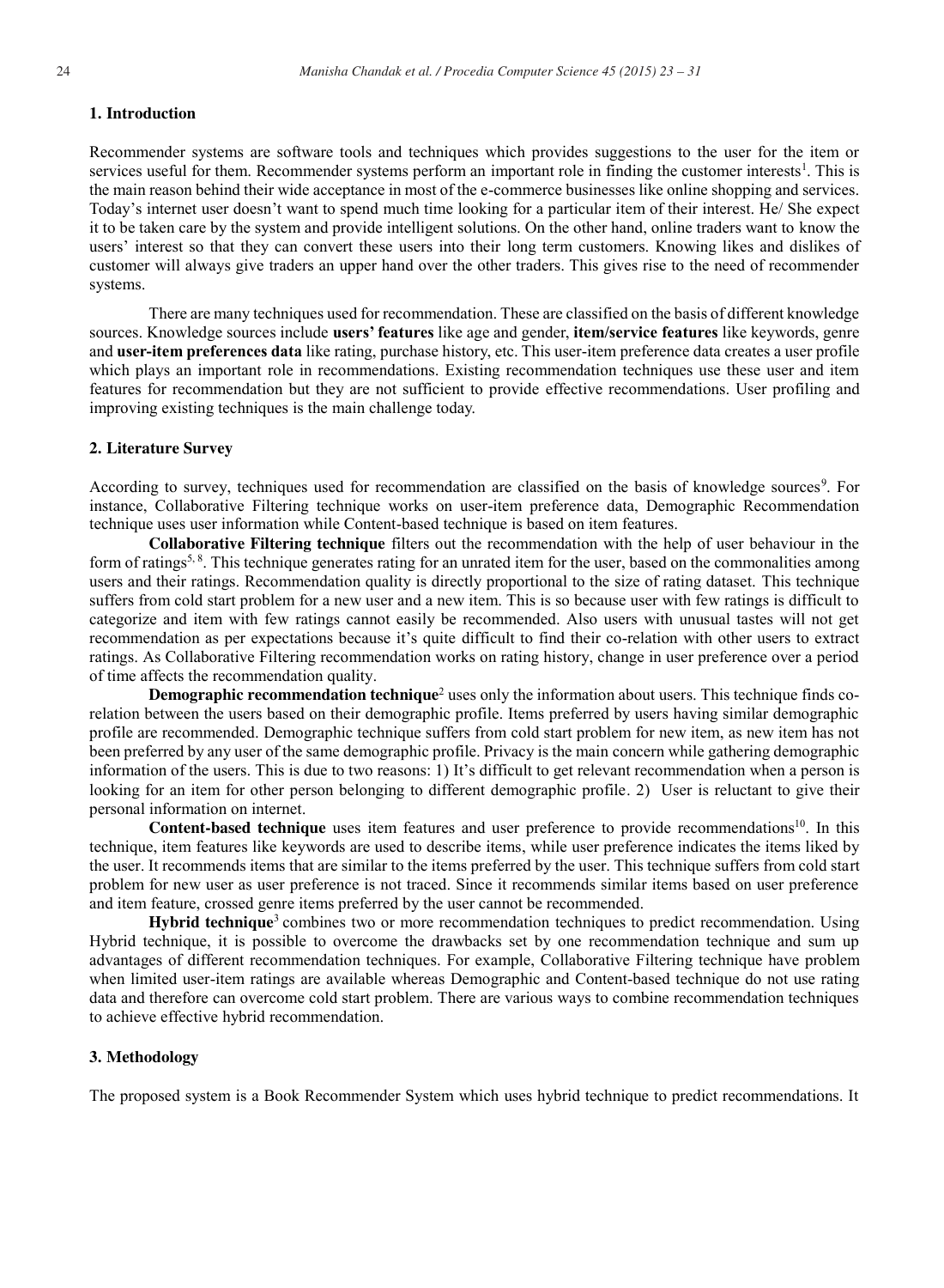## 1. Introduction

Recommender systems are software tools and techniques which provides suggestions to the user for the item or services useful for them. Recommender systems perform an important role in finding the customer interests[1]. This is the main reason behind their wide acceptance in most of the e-commerce businesses like online shopping and services. Today's internet user doesn't want to spend much time looking for a particular item of their interest. He/ She expect it to be taken care by the system and provide intelligent solutions. On the other hand, online traders want to know the users' interest so that they can convert these users into their long term customers. Knowing likes and dislikes of customer will always give traders an upper hand over the other traders. This gives rise to the need of recommender systems.

There are many techniques used for recommendation. These are classified on the basis of different knowledge sources. Knowledge sources include **users' features** like age and gender, **item/service features** like keywords, genre and **user-item preferences data** like rating, purchase history, etc. This user-item preference data creates a user profile which plays an important role in recommendations. Existing recommendation techniques use these user and item features for recommendation but they are not sufficient to provide effective recommendations. User profiling and improving existing techniques is the main challenge today.

## 2. Literature Survey

According to survey, techniques used for recommendation are classified on the basis of knowledge sources[9]. For instance, Collaborative Filtering technique works on user-item preference data, Demographic Recommendation technique uses user information while Content-based technique is based on item features.

**Collaborative Filtering technique** filters out the recommendation with the help of user behaviour in the form of ratings[5, 8]. This technique generates rating for an unrated item for the user, based on the commonalities among users and their ratings. Recommendation quality is directly proportional to the size of rating dataset. This technique suffers from cold start problem for a new user and a new item. This is so because user with few ratings is difficult to categorize and item with few ratings cannot easily be recommended. Also users with unusual tastes will not get recommendation as per expectations because it's quite difficult to find their co-relation with other users to extract ratings. As Collaborative Filtering recommendation works on rating history, change in user preference over a period of time affects the recommendation quality.

**Demographic recommendation technique**[2] uses only the information about users. This technique finds co-relation between the users based on their demographic profile. Items preferred by users having similar demographic profile are recommended. Demographic technique suffers from cold start problem for new item, as new item has not been preferred by any user of the same demographic profile. Privacy is the main concern while gathering demographic information of the users. This is due to two reasons: 1) It's difficult to get relevant recommendation when a person is looking for an item for other person belonging to different demographic profile. 2) User is reluctant to give their personal information on internet.

**Content-based technique** uses item features and user preference to provide recommendations[10]. In this technique, item features like keywords are used to describe items, while user preference indicates the items liked by the user. It recommends items that are similar to the items preferred by the user. This technique suffers from cold start problem for new user as user preference is not traced. Since it recommends similar items based on user preference and item feature, crossed genre items preferred by the user cannot be recommended.

**Hybrid technique**[3] combines two or more recommendation techniques to predict recommendation. Using Hybrid technique, it is possible to overcome the drawbacks set by one recommendation technique and sum up advantages of different recommendation techniques. For example, Collaborative Filtering technique have problem when limited user-item ratings are available whereas Demographic and Content-based technique do not use rating data and therefore can overcome cold start problem. There are various ways to combine recommendation techniques to achieve effective hybrid recommendation.

## 3. Methodology

The proposed system is a Book Recommender System which uses hybrid technique to predict recommendations. It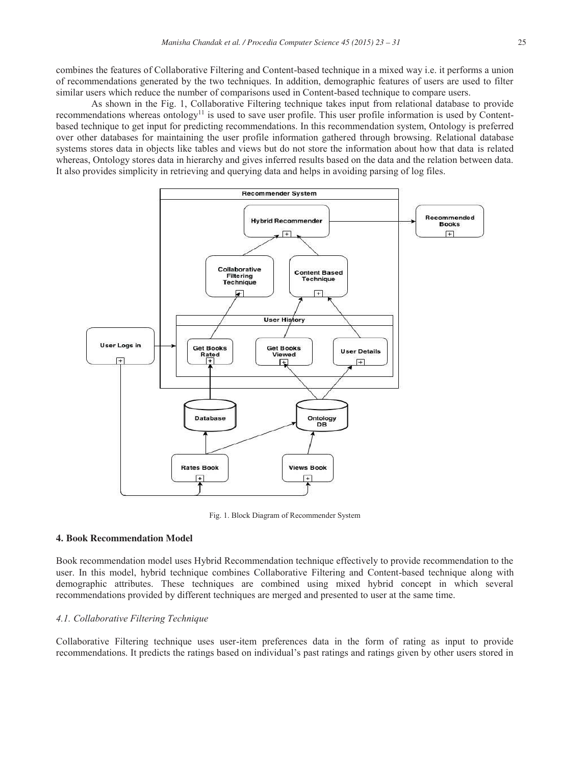combines the features of Collaborative Filtering and Content-based technique in a mixed way i.e. it performs a union of recommendations generated by the two techniques. In addition, demographic features of users are used to filter similar users which reduce the number of comparisons used in Content-based technique to compare users.

As shown in the Fig. 1, Collaborative Filtering technique takes input from relational database to provide recommendations whereas ontology[11] is used to save user profile. This user profile information is used by Content-based technique to get input for predicting recommendations. In this recommendation system, Ontology is preferred over other databases for maintaining the user profile information gathered through browsing. Relational database systems stores data in objects like tables and views but do not store the information about how that data is related whereas, Ontology stores data in hierarchy and gives inferred results based on the data and the relation between data. It also provides simplicity in retrieving and querying data and helps in avoiding parsing of log files.

Recommender System
Hybrid Recommender
Recommended Books
Collaborative Filtering Technique
Content Based Technique
User History
User Logs in
Get Books Rated
Get Books Viewed
User Details
Database
Ontology DB
Rates Book
Views Book

Fig. 1. Block Diagram of Recommender System

## 4. Book Recommendation Model

Book recommendation model uses Hybrid Recommendation technique effectively to provide recommendation to the user. In this model, hybrid technique combines Collaborative Filtering and Content-based technique along with demographic attributes. These techniques are combined using mixed hybrid concept in which several recommendations provided by different techniques are merged and presented to user at the same time.

### *4.1. Collaborative Filtering Technique*

Collaborative Filtering technique uses user-item preferences data in the form of rating as input to provide recommendations. It predicts the ratings based on individual's past ratings and ratings given by other users stored in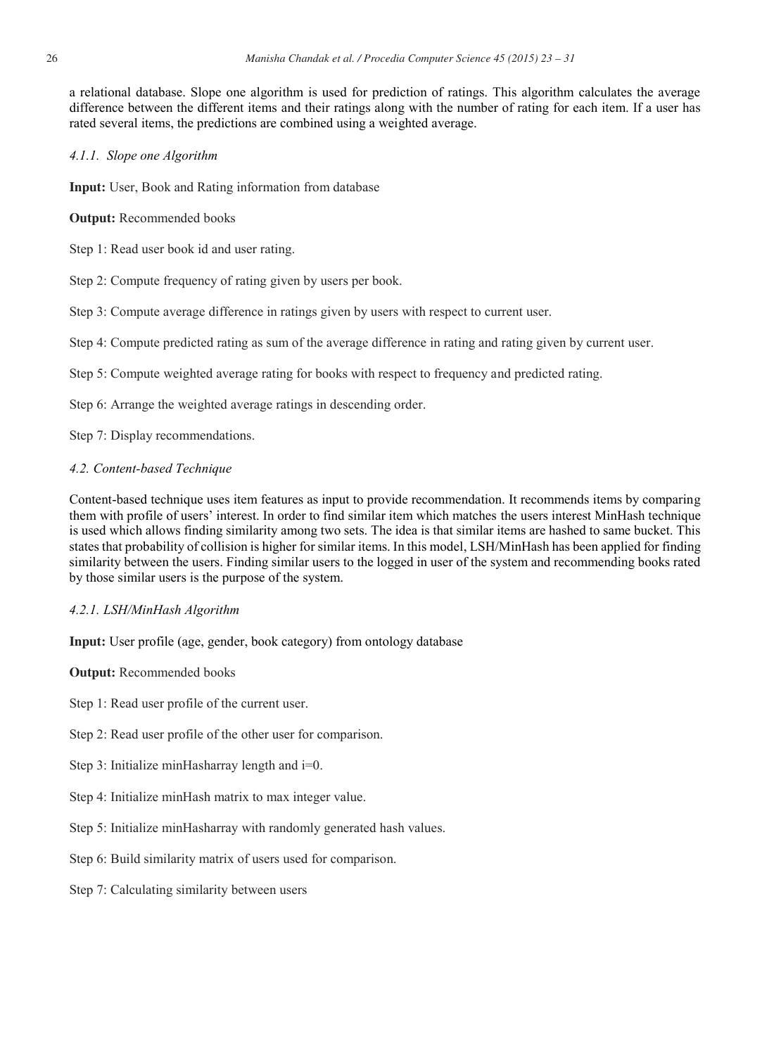a relational database. Slope one algorithm is used for prediction of ratings. This algorithm calculates the average difference between the different items and their ratings along with the number of rating for each item. If a user has rated several items, the predictions are combined using a weighted average.

#### *4.1.1. Slope one Algorithm*

**Input:** User, Book and Rating information from database

**Output:** Recommended books

Step 1: Read user book id and user rating.

Step 2: Compute frequency of rating given by users per book.

Step 3: Compute average difference in ratings given by users with respect to current user.

Step 4: Compute predicted rating as sum of the average difference in rating and rating given by current user.

Step 5: Compute weighted average rating for books with respect to frequency and predicted rating.

Step 6: Arrange the weighted average ratings in descending order.

Step 7: Display recommendations.

### *4.2. Content-based Technique*

Content-based technique uses item features as input to provide recommendation. It recommends items by comparing them with profile of users' interest. In order to find similar item which matches the users interest MinHash technique is used which allows finding similarity among two sets. The idea is that similar items are hashed to same bucket. This states that probability of collision is higher for similar items. In this model, LSH/MinHash has been applied for finding similarity between the users. Finding similar users to the logged in user of the system and recommending books rated by those similar users is the purpose of the system.

#### *4.2.1. LSH/MinHash Algorithm*

**Input:** User profile (age, gender, book category) from ontology database

**Output:** Recommended books

Step 1: Read user profile of the current user.

Step 2: Read user profile of the other user for comparison.

Step 3: Initialize minHasharray length and i=0.

Step 4: Initialize minHash matrix to max integer value.

Step 5: Initialize minHasharray with randomly generated hash values.

Step 6: Build similarity matrix of users used for comparison.

Step 7: Calculating similarity between users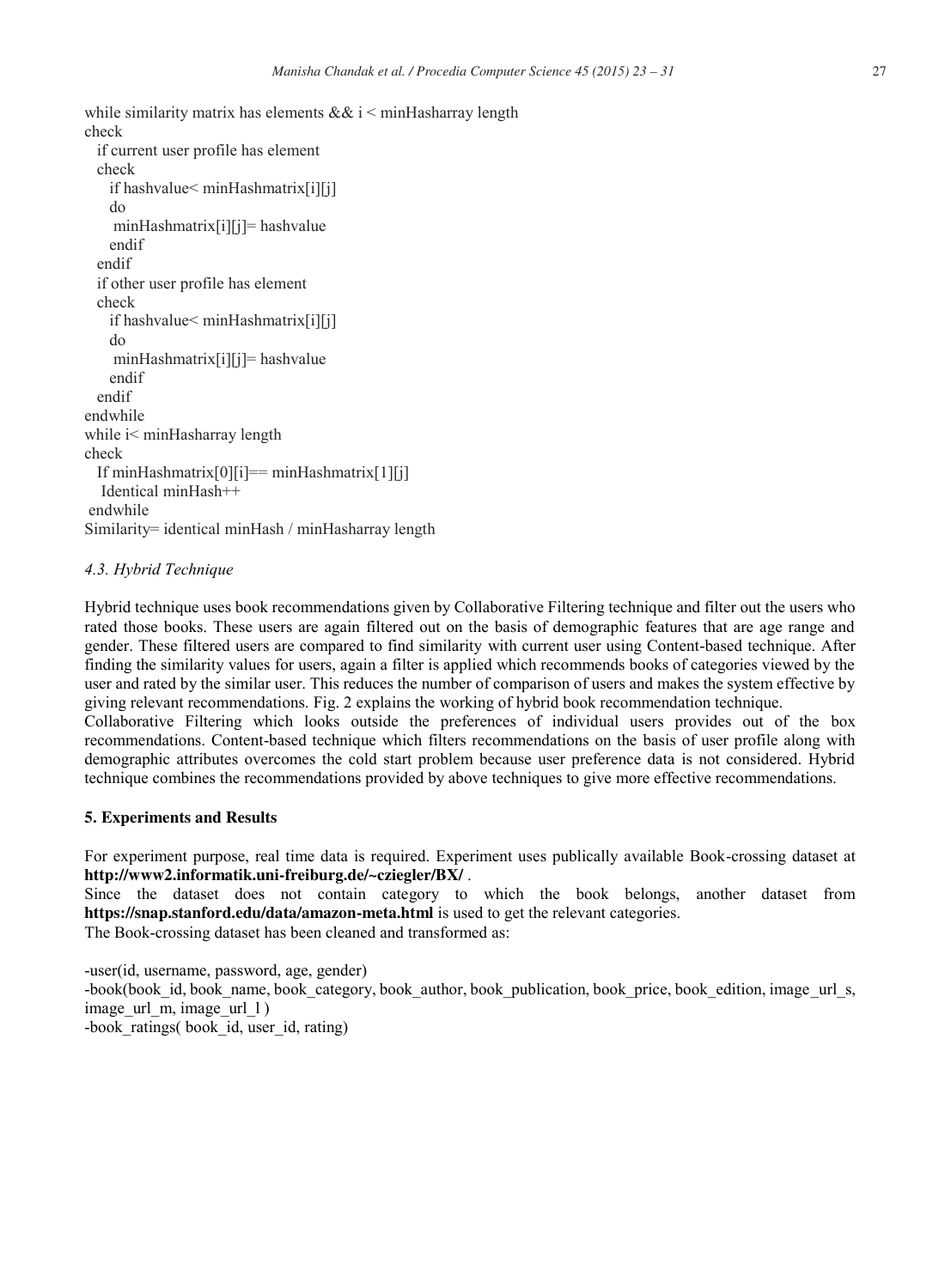```
while similarity matrix has elements && i < minHasharray length
check
  if current user profile has element
  check
    if hashvalue< minHashmatrix[i][j]
    do
     minHashmatrix[i][j]= hashvalue
    endif
  endif
  if other user profile has element
  check
    if hashvalue< minHashmatrix[i][j]
    do
     minHashmatrix[i][j]= hashvalue
    endif
  endif
endwhile
while i< minHasharray length
check
  If minHashmatrix[0][i]== minHashmatrix[1][j]
   Identical minHash++
 endwhile
Similarity= identical minHash / minHasharray length
```

### *4.3. Hybrid Technique*

Hybrid technique uses book recommendations given by Collaborative Filtering technique and filter out the users who rated those books. These users are again filtered out on the basis of demographic features that are age range and gender. These filtered users are compared to find similarity with current user using Content-based technique. After finding the similarity values for users, again a filter is applied which recommends books of categories viewed by the user and rated by the similar user. This reduces the number of comparison of users and makes the system effective by giving relevant recommendations. Fig. 2 explains the working of hybrid book recommendation technique.

Collaborative Filtering which looks outside the preferences of individual users provides out of the box recommendations. Content-based technique which filters recommendations on the basis of user profile along with demographic attributes overcomes the cold start problem because user preference data is not considered. Hybrid technique combines the recommendations provided by above techniques to give more effective recommendations.

## 5. Experiments and Results

For experiment purpose, real time data is required. Experiment uses publically available Book-crossing dataset at **http://www2.informatik.uni-freiburg.de/~cziegler/BX/** .

Since the dataset does not contain category to which the book belongs, another dataset from **https://snap.stanford.edu/data/amazon-meta.html** is used to get the relevant categories.

The Book-crossing dataset has been cleaned and transformed as:

-user(id, username, password, age, gender)

-book(book_id, book_name, book_category, book_author, book_publication, book_price, book_edition, image_url_s, image_url_m, image_url_l )

-book_ratings( book_id, user_id, rating)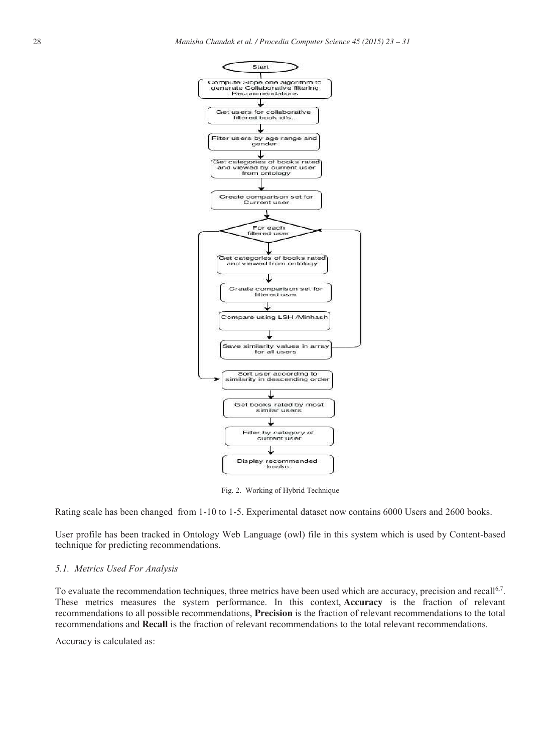Start

Compute Slope one algorithm to generate Collaborative filtering Recommendations

Get users for collaborative filtered book id's.

Filter users by age range and gender

Get categories of books rated and viewed by current user from ontology

Create comparison set for Current user

For each filtered user

Get categories of books rated and viewed from ontology

Create comparison set for filtered user

Compare using LSH /Minhash

Save similarity values in array for all users

Sort user according to similarity in descending order

Get books rated by most similar users

Filter by category of current user

Display recommended books

Fig. 2. Working of Hybrid Technique

Rating scale has been changed from 1-10 to 1-5. Experimental dataset now contains 6000 Users and 2600 books.

User profile has been tracked in Ontology Web Language (owl) file in this system which is used by Content-based technique for predicting recommendations.

### 5.1. Metrics Used For Analysis

To evaluate the recommendation techniques, three metrics have been used which are accuracy, precision and recall[6,7]. These metrics measures the system performance. In this context, **Accuracy** is the fraction of relevant recommendations to all possible recommendations, **Precision** is the fraction of relevant recommendations to the total recommendations and **Recall** is the fraction of relevant recommendations to the total relevant recommendations.

Accuracy is calculated as: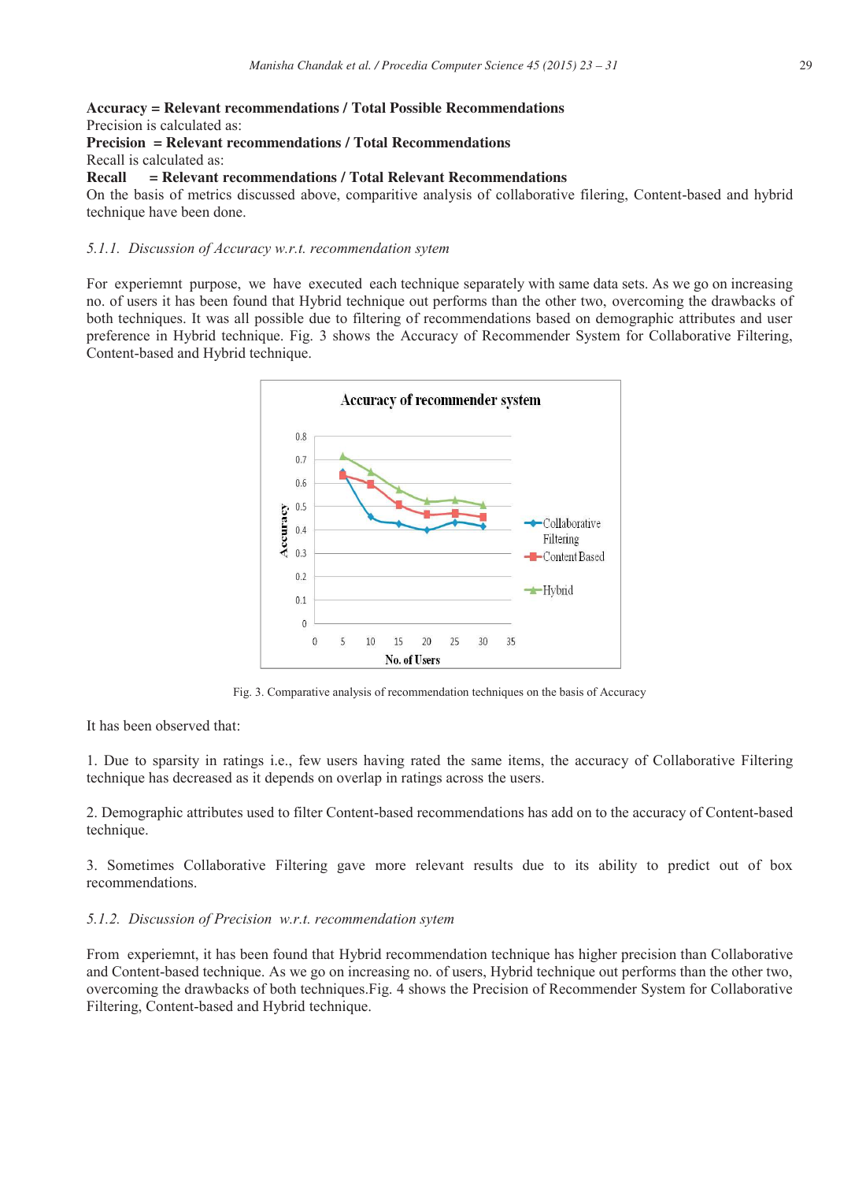**Accuracy = Relevant recommendations / Total Possible Recommendations**
Precision is calculated as:
**Precision = Relevant recommendations / Total Recommendations**
Recall is calculated as:
**Recall = Relevant recommendations / Total Relevant Recommendations**
On the basis of metrics discussed above, comparitive analysis of collaborative filering, Content-based and hybrid technique have been done.

*5.1.1. Discussion of Accuracy w.r.t. recommendation sytem*

For experiemnt purpose, we have executed each technique separately with same data sets. As we go on increasing no. of users it has been found that Hybrid technique out performs than the other two, overcoming the drawbacks of both techniques. It was all possible due to filtering of recommendations based on demographic attributes and user preference in Hybrid technique. Fig. 3 shows the Accuracy of Recommender System for Collaborative Filtering, Content-based and Hybrid technique.

Accuracy of recommender system

Accuracy

0.8
0.7
0.6
0.5
0.4
0.3
0.2
0.1
0

0 5 10 15 20 25 30 35

No. of Users

Collaborative Filtering
Content Based
Hybrid

Fig. 3. Comparative analysis of recommendation techniques on the basis of Accuracy

It has been observed that:

1. Due to sparsity in ratings i.e., few users having rated the same items, the accuracy of Collaborative Filtering technique has decreased as it depends on overlap in ratings across the users.

2. Demographic attributes used to filter Content-based recommendations has add on to the accuracy of Content-based technique.

3. Sometimes Collaborative Filtering gave more relevant results due to its ability to predict out of box recommendations.

*5.1.2. Discussion of Precision w.r.t. recommendation sytem*

From experiemnt, it has been found that Hybrid recommendation technique has higher precision than Collaborative and Content-based technique. As we go on increasing no. of users, Hybrid technique out performs than the other two, overcoming the drawbacks of both techniques.Fig. 4 shows the Precision of Recommender System for Collaborative Filtering, Content-based and Hybrid technique.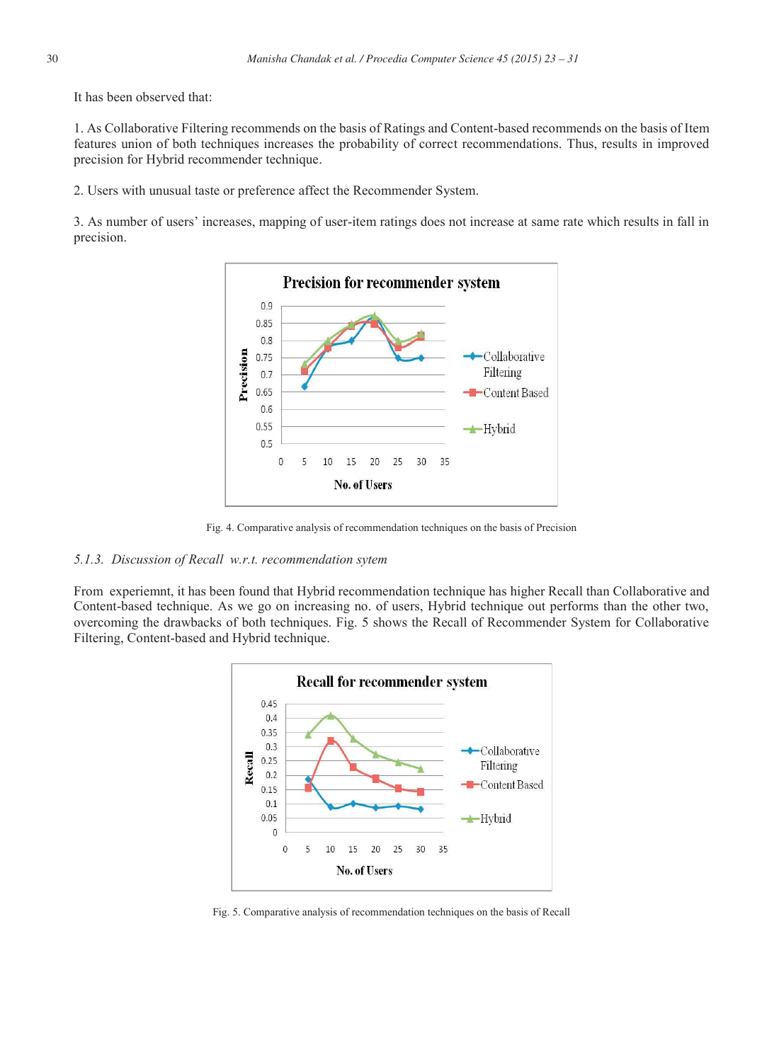It has been observed that:

1. As Collaborative Filtering recommends on the basis of Ratings and Content-based recommends on the basis of Item features union of both techniques increases the probability of correct recommendations. Thus, results in improved precision for Hybrid recommender technique.

2. Users with unusual taste or preference affect the Recommender System.

3. As number of users' increases, mapping of user-item ratings does not increase at same rate which results in fall in precision.

Precision for recommender system

Precision

0.9
0.85
0.8
0.75
0.7
0.65
0.6
0.55
0.5

0 5 10 15 20 25 30 35

No. of Users

Collaborative Filtering
Content Based
Hybrid

Fig. 4. Comparative analysis of recommendation techniques on the basis of Precision

### 5.1.3. Discussion of Recall w.r.t. recommendation sytem

From experiemnt, it has been found that Hybrid recommendation technique has higher Recall than Collaborative and Content-based technique. As we go on increasing no. of users, Hybrid technique out performs than the other two, overcoming the drawbacks of both techniques. Fig. 5 shows the Recall of Recommender System for Collaborative Filtering, Content-based and Hybrid technique.

Recall for recommender system

Recall

0.45
0.4
0.35
0.3
0.25
0.2
0.15
0.1
0.05
0

0 5 10 15 20 25 30 35

No. of Users

Collaborative Filtering
Content Based
Hybrid

Fig. 5. Comparative analysis of recommendation techniques on the basis of Recall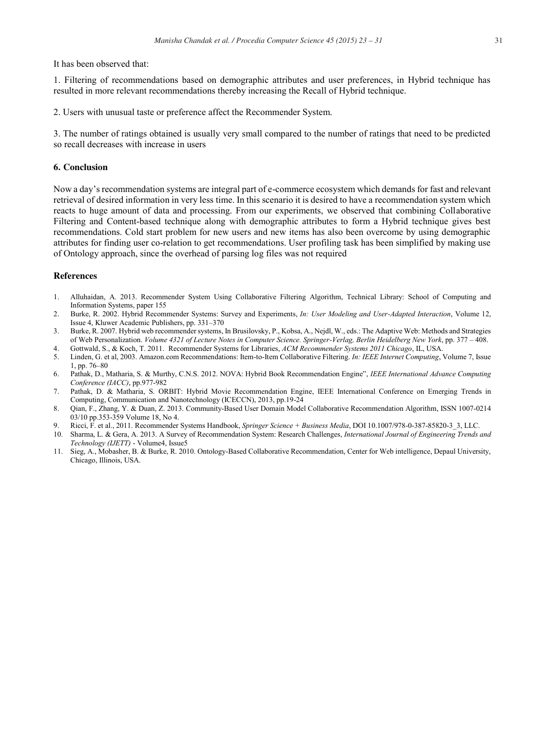It has been observed that:

1. Filtering of recommendations based on demographic attributes and user preferences, in Hybrid technique has resulted in more relevant recommendations thereby increasing the Recall of Hybrid technique.

2. Users with unusual taste or preference affect the Recommender System.

3. The number of ratings obtained is usually very small compared to the number of ratings that need to be predicted so recall decreases with increase in users

## 6. Conclusion

Now a day's recommendation systems are integral part of e-commerce ecosystem which demands for fast and relevant retrieval of desired information in very less time. In this scenario it is desired to have a recommendation system which reacts to huge amount of data and processing. From our experiments, we observed that combining Collaborative Filtering and Content-based technique along with demographic attributes to form a Hybrid technique gives best recommendations. Cold start problem for new users and new items has also been overcome by using demographic attributes for finding user co-relation to get recommendations. User profiling task has been simplified by making use of Ontology approach, since the overhead of parsing log files was not required

## References

1. Alluhaidan, A. 2013. Recommender System Using Collaborative Filtering Algorithm, Technical Library: School of Computing and Information Systems, paper 155
2. Burke, R. 2002. Hybrid Recommender Systems: Survey and Experiments, *In: User Modeling and User-Adapted Interaction*, Volume 12, Issue 4, Kluwer Academic Publishers, pp. 331–370
3. Burke, R. 2007. Hybrid web recommender systems, In Brusilovsky, P., Kobsa, A., Nejdl, W., eds.: The Adaptive Web: Methods and Strategies of Web Personalization. *Volume 4321 of Lecture Notes in Computer Science. Springer-Verlag, Berlin Heidelberg New York*, pp. 377 – 408.
4. Gottwald, S., & Koch, T. 2011. Recommender Systems for Libraries, *ACM Recommender Systems 2011 Chicago*, IL, USA.
5. Linden, G. et al, 2003. Amazon.com Recommendations: Item-to-Item Collaborative Filtering. *In: IEEE Internet Computing*, Volume 7, Issue 1, pp. 76–80
6. Pathak, D., Matharia, S. & Murthy, C.N.S. 2012. NOVA: Hybrid Book Recommendation Engine", *IEEE International Advance Computing Conference (IACC)*, pp.977-982
7. Pathak, D. & Matharia, S. ORBIT: Hybrid Movie Recommendation Engine, IEEE International Conference on Emerging Trends in Computing, Communication and Nanotechnology (ICECCN), 2013, pp.19-24
8. Qian, F., Zhang, Y. & Duan, Z. 2013. Community-Based User Domain Model Collaborative Recommendation Algorithm, ISSN 1007-0214 03/10 pp.353-359 Volume 18, No 4.
9. Ricci, F. et al., 2011. Recommender Systems Handbook, *Springer Science + Business Media*, DOI 10.1007/978-0-387-85820-3_3, LLC.
10. Sharma, L. & Gera, A. 2013. A Survey of Recommendation System: Research Challenges, *International Journal of Engineering Trends and Technology (IJETT)* - Volume4, Issue5
11. Sieg, A., Mobasher, B. & Burke, R. 2010. Ontology-Based Collaborative Recommendation, Center for Web intelligence, Depaul University, Chicago, Illinois, USA.